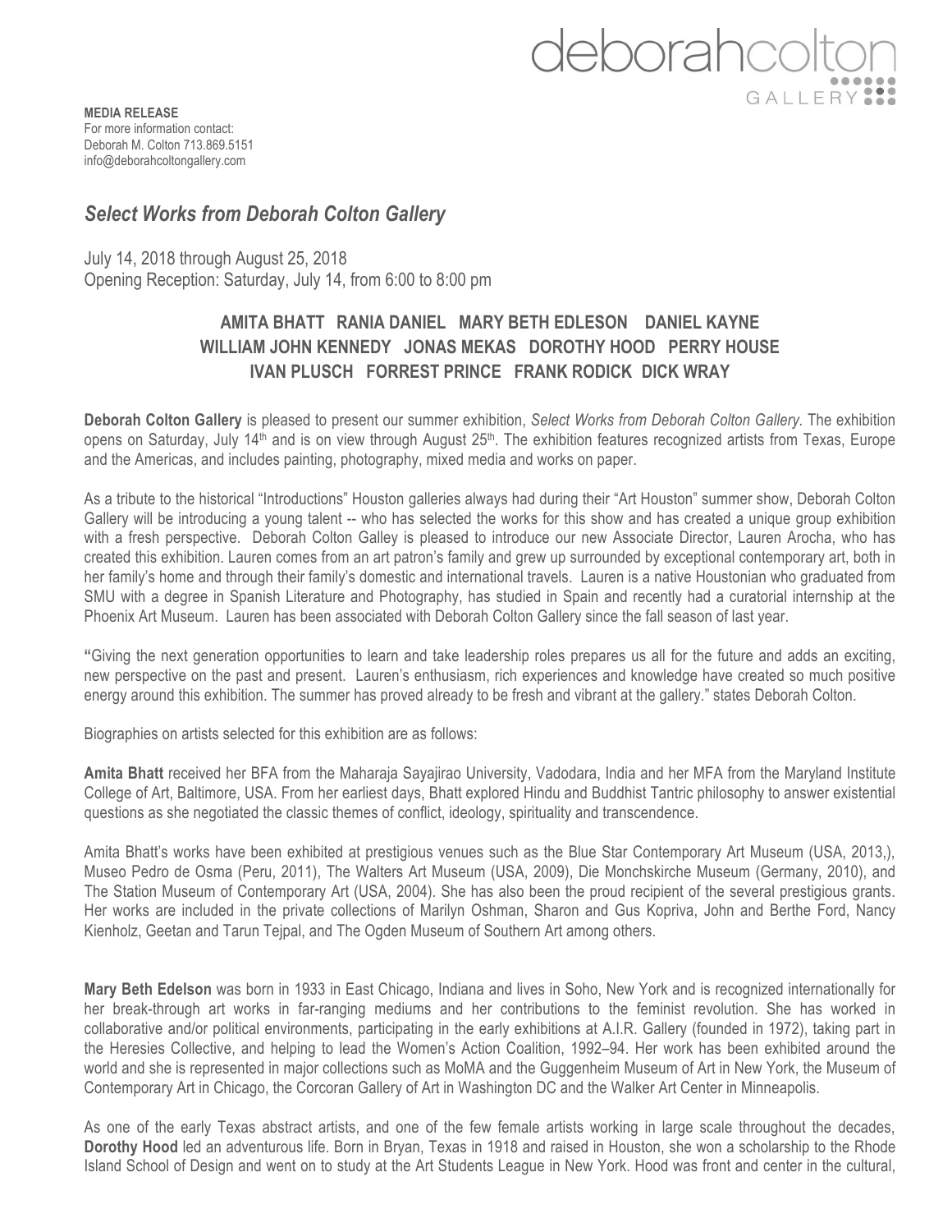deborahcolton GALLERY

**MEDIA RELEASE**
For more information contact:
Deborah M. Colton 713.869.5151
info@deborahcoltongallery.com

## *Select Works from Deborah Colton Gallery*

July 14, 2018 through August 25, 2018
Opening Reception: Saturday, July 14, from 6:00 to 8:00 pm

### AMITA BHATT RANIA DANIEL MARY BETH EDLESON DANIEL KAYNE WILLIAM JOHN KENNEDY JONAS MEKAS DOROTHY HOOD PERRY HOUSE IVAN PLUSCH FORREST PRINCE FRANK RODICK DICK WRAY

**Deborah Colton Gallery** is pleased to present our summer exhibition, *Select Works from Deborah Colton Gallery*. The exhibition opens on Saturday, July 14th and is on view through August 25th. The exhibition features recognized artists from Texas, Europe and the Americas, and includes painting, photography, mixed media and works on paper.

As a tribute to the historical "Introductions" Houston galleries always had during their "Art Houston" summer show, Deborah Colton Gallery will be introducing a young talent -- who has selected the works for this show and has created a unique group exhibition with a fresh perspective. Deborah Colton Galley is pleased to introduce our new Associate Director, Lauren Arocha, who has created this exhibition. Lauren comes from an art patron's family and grew up surrounded by exceptional contemporary art, both in her family's home and through their family's domestic and international travels. Lauren is a native Houstonian who graduated from SMU with a degree in Spanish Literature and Photography, has studied in Spain and recently had a curatorial internship at the Phoenix Art Museum. Lauren has been associated with Deborah Colton Gallery since the fall season of last year.

"Giving the next generation opportunities to learn and take leadership roles prepares us all for the future and adds an exciting, new perspective on the past and present. Lauren's enthusiasm, rich experiences and knowledge have created so much positive energy around this exhibition. The summer has proved already to be fresh and vibrant at the gallery." states Deborah Colton.

Biographies on artists selected for this exhibition are as follows:

**Amita Bhatt** received her BFA from the Maharaja Sayajirao University, Vadodara, India and her MFA from the Maryland Institute College of Art, Baltimore, USA. From her earliest days, Bhatt explored Hindu and Buddhist Tantric philosophy to answer existential questions as she negotiated the classic themes of conflict, ideology, spirituality and transcendence.

Amita Bhatt's works have been exhibited at prestigious venues such as the Blue Star Contemporary Art Museum (USA, 2013,), Museo Pedro de Osma (Peru, 2011), The Walters Art Museum (USA, 2009), Die Monchskirche Museum (Germany, 2010), and The Station Museum of Contemporary Art (USA, 2004). She has also been the proud recipient of the several prestigious grants. Her works are included in the private collections of Marilyn Oshman, Sharon and Gus Kopriva, John and Berthe Ford, Nancy Kienholz, Geetan and Tarun Tejpal, and The Ogden Museum of Southern Art among others.

**Mary Beth Edelson** was born in 1933 in East Chicago, Indiana and lives in Soho, New York and is recognized internationally for her break-through art works in far-ranging mediums and her contributions to the feminist revolution. She has worked in collaborative and/or political environments, participating in the early exhibitions at A.I.R. Gallery (founded in 1972), taking part in the Heresies Collective, and helping to lead the Women's Action Coalition, 1992–94. Her work has been exhibited around the world and she is represented in major collections such as MoMA and the Guggenheim Museum of Art in New York, the Museum of Contemporary Art in Chicago, the Corcoran Gallery of Art in Washington DC and the Walker Art Center in Minneapolis.

As one of the early Texas abstract artists, and one of the few female artists working in large scale throughout the decades, **Dorothy Hood** led an adventurous life. Born in Bryan, Texas in 1918 and raised in Houston, she won a scholarship to the Rhode Island School of Design and went on to study at the Art Students League in New York. Hood was front and center in the cultural,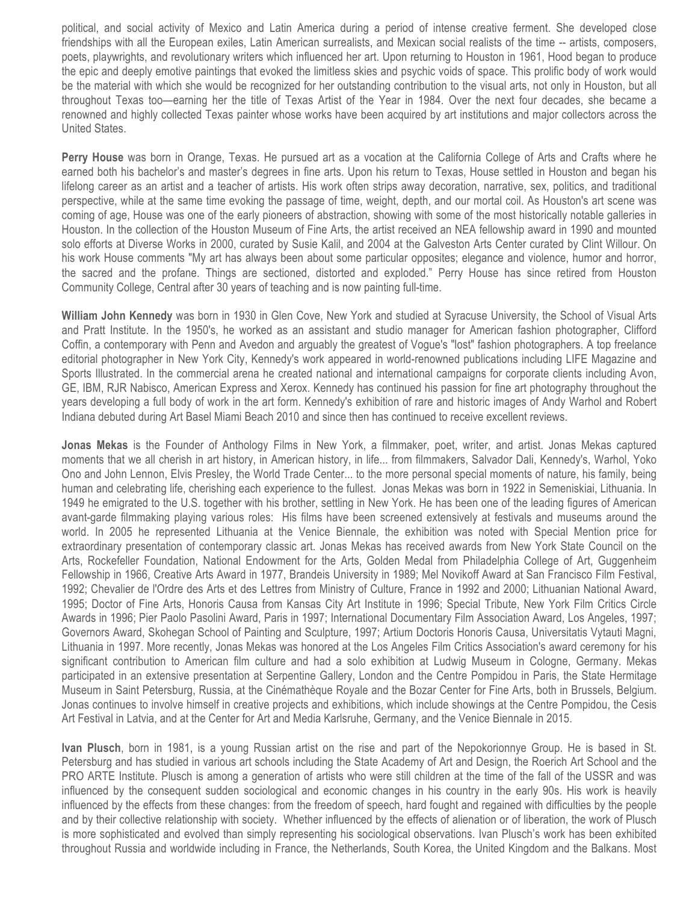political, and social activity of Mexico and Latin America during a period of intense creative ferment. She developed close friendships with all the European exiles, Latin American surrealists, and Mexican social realists of the time -- artists, composers, poets, playwrights, and revolutionary writers which influenced her art. Upon returning to Houston in 1961, Hood began to produce the epic and deeply emotive paintings that evoked the limitless skies and psychic voids of space. This prolific body of work would be the material with which she would be recognized for her outstanding contribution to the visual arts, not only in Houston, but all throughout Texas too—earning her the title of Texas Artist of the Year in 1984. Over the next four decades, she became a renowned and highly collected Texas painter whose works have been acquired by art institutions and major collectors across the United States.

**Perry House** was born in Orange, Texas. He pursued art as a vocation at the California College of Arts and Crafts where he earned both his bachelor's and master's degrees in fine arts. Upon his return to Texas, House settled in Houston and began his lifelong career as an artist and a teacher of artists. His work often strips away decoration, narrative, sex, politics, and traditional perspective, while at the same time evoking the passage of time, weight, depth, and our mortal coil. As Houston's art scene was coming of age, House was one of the early pioneers of abstraction, showing with some of the most historically notable galleries in Houston. In the collection of the Houston Museum of Fine Arts, the artist received an NEA fellowship award in 1990 and mounted solo efforts at Diverse Works in 2000, curated by Susie Kalil, and 2004 at the Galveston Arts Center curated by Clint Willour. On his work House comments "My art has always been about some particular opposites; elegance and violence, humor and horror, the sacred and the profane. Things are sectioned, distorted and exploded." Perry House has since retired from Houston Community College, Central after 30 years of teaching and is now painting full-time.

**William John Kennedy** was born in 1930 in Glen Cove, New York and studied at Syracuse University, the School of Visual Arts and Pratt Institute. In the 1950's, he worked as an assistant and studio manager for American fashion photographer, Clifford Coffin, a contemporary with Penn and Avedon and arguably the greatest of Vogue's "lost" fashion photographers. A top freelance editorial photographer in New York City, Kennedy's work appeared in world-renowned publications including LIFE Magazine and Sports Illustrated. In the commercial arena he created national and international campaigns for corporate clients including Avon, GE, IBM, RJR Nabisco, American Express and Xerox. Kennedy has continued his passion for fine art photography throughout the years developing a full body of work in the art form. Kennedy's exhibition of rare and historic images of Andy Warhol and Robert Indiana debuted during Art Basel Miami Beach 2010 and since then has continued to receive excellent reviews.

**Jonas Mekas** is the Founder of Anthology Films in New York, a filmmaker, poet, writer, and artist. Jonas Mekas captured moments that we all cherish in art history, in American history, in life... from filmmakers, Salvador Dali, Kennedy's, Warhol, Yoko Ono and John Lennon, Elvis Presley, the World Trade Center... to the more personal special moments of nature, his family, being human and celebrating life, cherishing each experience to the fullest. Jonas Mekas was born in 1922 in Semeniskiai, Lithuania. In 1949 he emigrated to the U.S. together with his brother, settling in New York. He has been one of the leading figures of American avant-garde filmmaking playing various roles: His films have been screened extensively at festivals and museums around the world. In 2005 he represented Lithuania at the Venice Biennale, the exhibition was noted with Special Mention price for extraordinary presentation of contemporary classic art. Jonas Mekas has received awards from New York State Council on the Arts, Rockefeller Foundation, National Endowment for the Arts, Golden Medal from Philadelphia College of Art, Guggenheim Fellowship in 1966, Creative Arts Award in 1977, Brandeis University in 1989; Mel Novikoff Award at San Francisco Film Festival, 1992; Chevalier de l'Ordre des Arts et des Lettres from Ministry of Culture, France in 1992 and 2000; Lithuanian National Award, 1995; Doctor of Fine Arts, Honoris Causa from Kansas City Art Institute in 1996; Special Tribute, New York Film Critics Circle Awards in 1996; Pier Paolo Pasolini Award, Paris in 1997; International Documentary Film Association Award, Los Angeles, 1997; Governors Award, Skohegan School of Painting and Sculpture, 1997; Artium Doctoris Honoris Causa, Universitatis Vytauti Magni, Lithuania in 1997. More recently, Jonas Mekas was honored at the Los Angeles Film Critics Association's award ceremony for his significant contribution to American film culture and had a solo exhibition at Ludwig Museum in Cologne, Germany. Mekas participated in an extensive presentation at Serpentine Gallery, London and the Centre Pompidou in Paris, the State Hermitage Museum in Saint Petersburg, Russia, at the Cinémathèque Royale and the Bozar Center for Fine Arts, both in Brussels, Belgium. Jonas continues to involve himself in creative projects and exhibitions, which include showings at the Centre Pompidou, the Cesis Art Festival in Latvia, and at the Center for Art and Media Karlsruhe, Germany, and the Venice Biennale in 2015.

**Ivan Plusch**, born in 1981, is a young Russian artist on the rise and part of the Nepokorionnye Group. He is based in St. Petersburg and has studied in various art schools including the State Academy of Art and Design, the Roerich Art School and the PRO ARTE Institute. Plusch is among a generation of artists who were still children at the time of the fall of the USSR and was influenced by the consequent sudden sociological and economic changes in his country in the early 90s. His work is heavily influenced by the effects from these changes: from the freedom of speech, hard fought and regained with difficulties by the people and by their collective relationship with society. Whether influenced by the effects of alienation or of liberation, the work of Plusch is more sophisticated and evolved than simply representing his sociological observations. Ivan Plusch's work has been exhibited throughout Russia and worldwide including in France, the Netherlands, South Korea, the United Kingdom and the Balkans. Most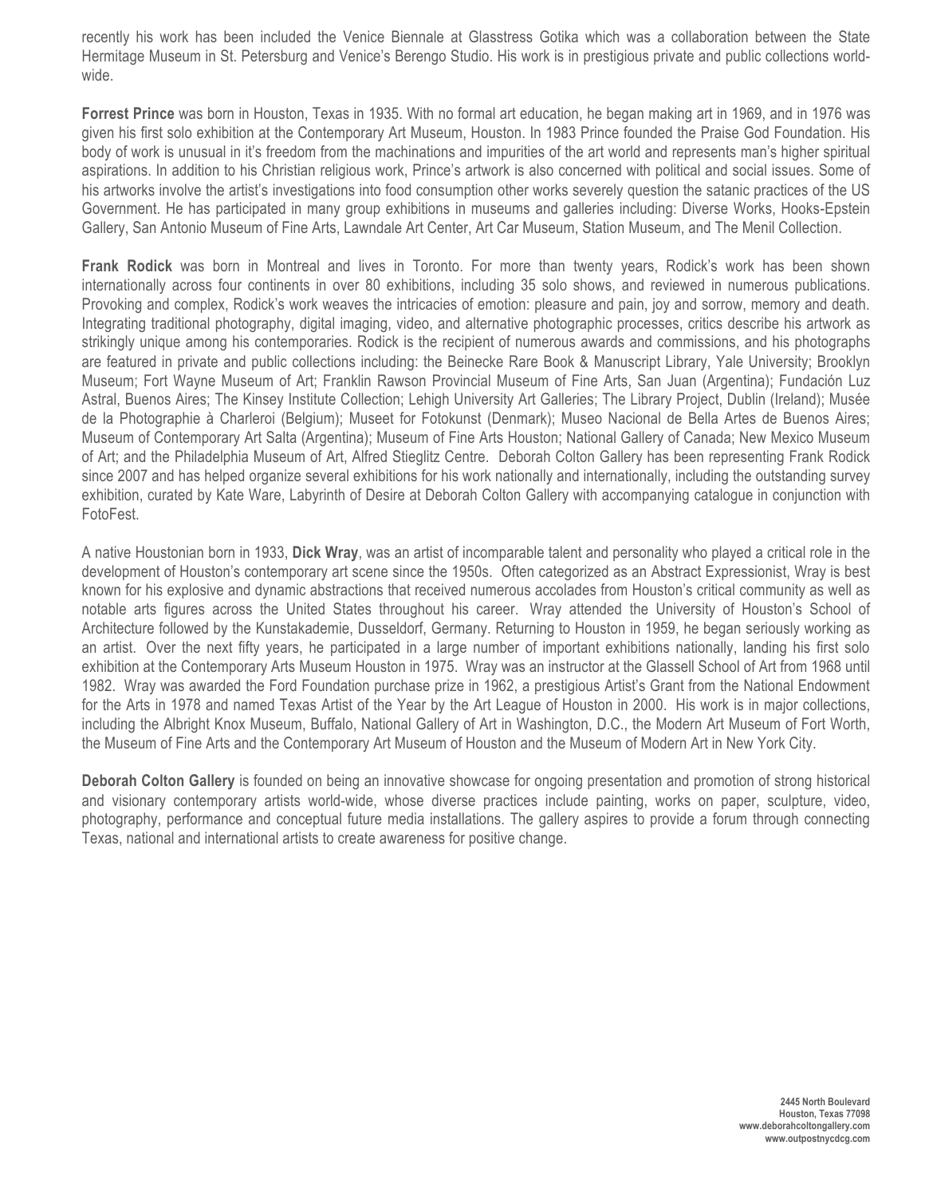recently his work has been included the Venice Biennale at Glasstress Gotika which was a collaboration between the State Hermitage Museum in St. Petersburg and Venice's Berengo Studio. His work is in prestigious private and public collections world-wide.

**Forrest Prince** was born in Houston, Texas in 1935. With no formal art education, he began making art in 1969, and in 1976 was given his first solo exhibition at the Contemporary Art Museum, Houston. In 1983 Prince founded the Praise God Foundation. His body of work is unusual in it's freedom from the machinations and impurities of the art world and represents man's higher spiritual aspirations. In addition to his Christian religious work, Prince's artwork is also concerned with political and social issues. Some of his artworks involve the artist's investigations into food consumption other works severely question the satanic practices of the US Government. He has participated in many group exhibitions in museums and galleries including: Diverse Works, Hooks-Epstein Gallery, San Antonio Museum of Fine Arts, Lawndale Art Center, Art Car Museum, Station Museum, and The Menil Collection.

**Frank Rodick** was born in Montreal and lives in Toronto. For more than twenty years, Rodick's work has been shown internationally across four continents in over 80 exhibitions, including 35 solo shows, and reviewed in numerous publications. Provoking and complex, Rodick's work weaves the intricacies of emotion: pleasure and pain, joy and sorrow, memory and death. Integrating traditional photography, digital imaging, video, and alternative photographic processes, critics describe his artwork as strikingly unique among his contemporaries. Rodick is the recipient of numerous awards and commissions, and his photographs are featured in private and public collections including: the Beinecke Rare Book & Manuscript Library, Yale University; Brooklyn Museum; Fort Wayne Museum of Art; Franklin Rawson Provincial Museum of Fine Arts, San Juan (Argentina); Fundación Luz Astral, Buenos Aires; The Kinsey Institute Collection; Lehigh University Art Galleries; The Library Project, Dublin (Ireland); Musée de la Photographie à Charleroi (Belgium); Museet for Fotokunst (Denmark); Museo Nacional de Bella Artes de Buenos Aires; Museum of Contemporary Art Salta (Argentina); Museum of Fine Arts Houston; National Gallery of Canada; New Mexico Museum of Art; and the Philadelphia Museum of Art, Alfred Stieglitz Centre. Deborah Colton Gallery has been representing Frank Rodick since 2007 and has helped organize several exhibitions for his work nationally and internationally, including the outstanding survey exhibition, curated by Kate Ware, Labyrinth of Desire at Deborah Colton Gallery with accompanying catalogue in conjunction with FotoFest.

A native Houstonian born in 1933, **Dick Wray**, was an artist of incomparable talent and personality who played a critical role in the development of Houston's contemporary art scene since the 1950s. Often categorized as an Abstract Expressionist, Wray is best known for his explosive and dynamic abstractions that received numerous accolades from Houston's critical community as well as notable arts figures across the United States throughout his career. Wray attended the University of Houston's School of Architecture followed by the Kunstakademie, Dusseldorf, Germany. Returning to Houston in 1959, he began seriously working as an artist. Over the next fifty years, he participated in a large number of important exhibitions nationally, landing his first solo exhibition at the Contemporary Arts Museum Houston in 1975. Wray was an instructor at the Glassell School of Art from 1968 until 1982. Wray was awarded the Ford Foundation purchase prize in 1962, a prestigious Artist's Grant from the National Endowment for the Arts in 1978 and named Texas Artist of the Year by the Art League of Houston in 2000. His work is in major collections, including the Albright Knox Museum, Buffalo, National Gallery of Art in Washington, D.C., the Modern Art Museum of Fort Worth, the Museum of Fine Arts and the Contemporary Art Museum of Houston and the Museum of Modern Art in New York City.

**Deborah Colton Gallery** is founded on being an innovative showcase for ongoing presentation and promotion of strong historical and visionary contemporary artists world-wide, whose diverse practices include painting, works on paper, sculpture, video, photography, performance and conceptual future media installations. The gallery aspires to provide a forum through connecting Texas, national and international artists to create awareness for positive change.

**2445 North Boulevard**
**Houston, Texas 77098**
**www.deborahcoltongallery.com**
**www.outpostnycdcg.com**